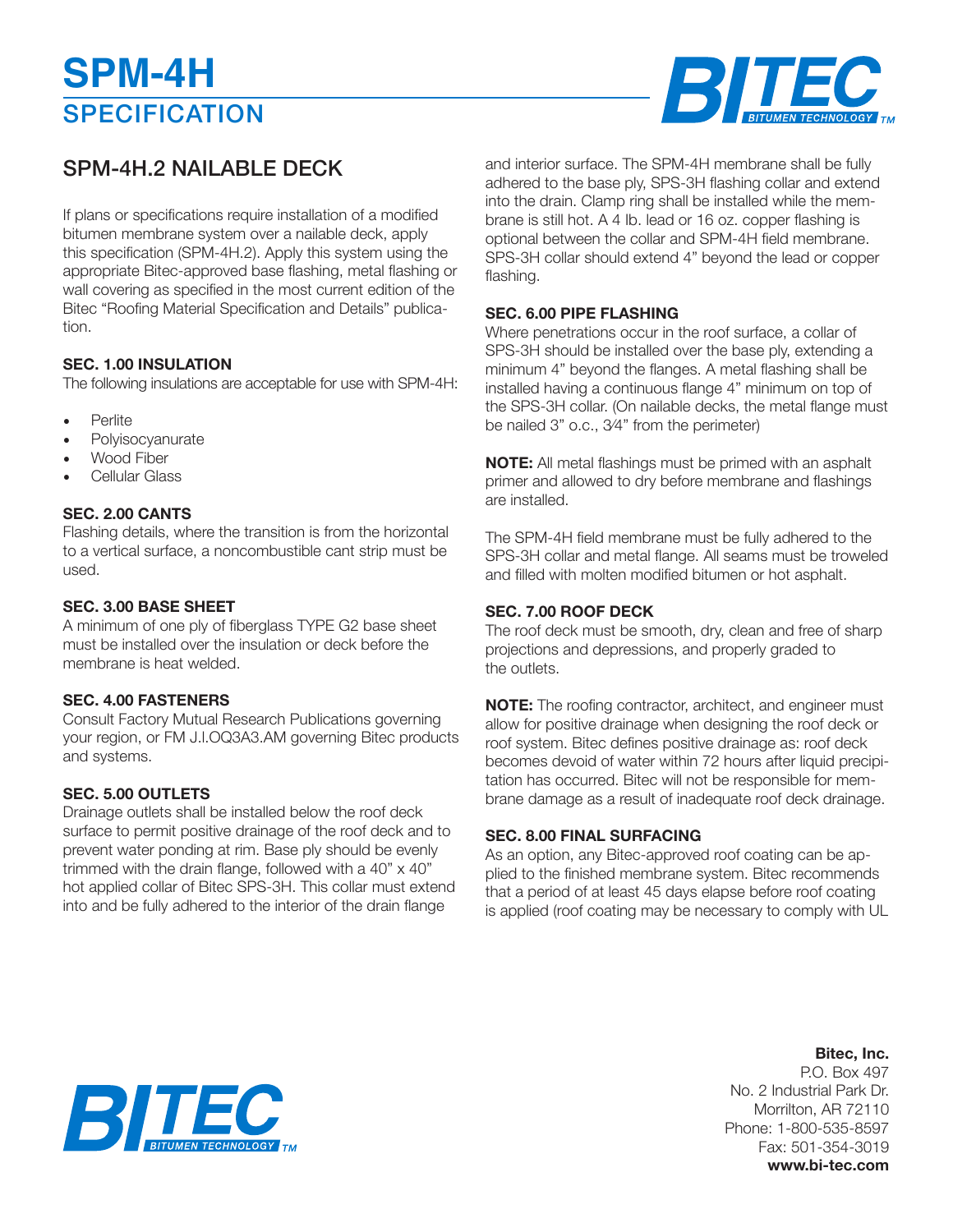# SPM-4H SPECIFICATION

## SPM-4H.2 NAILABLE DECK

If plans or specifications require installation of a modified bitumen membrane system over a nailable deck, apply this specification (SPM-4H.2). Apply this system using the appropriate Bitec-approved base flashing, metal flashing or wall covering as specified in the most current edition of the Bitec "Roofing Material Specification and Details" publication.

### SEC. 1.00 INSULATION

The following insulations are acceptable for use with SPM-4H:

- Perlite
- Polyisocyanurate
- Wood Fiber
- Cellular Glass

### SEC. 2.00 CANTS

Flashing details, where the transition is from the horizontal to a vertical surface, a noncombustible cant strip must be used.

### SEC. 3.00 BASE SHEET

A minimum of one ply of fiberglass TYPE G2 base sheet must be installed over the insulation or deck before the membrane is heat welded.

### SEC. 4.00 FASTENERS

Consult Factory Mutual Research Publications governing your region, or FM J.I.OQ3A3.AM governing Bitec products and systems.

### SEC. 5.00 OUTLETS

Drainage outlets shall be installed below the roof deck surface to permit positive drainage of the roof deck and to prevent water ponding at rim. Base ply should be evenly trimmed with the drain flange, followed with a 40" x 40" hot applied collar of Bitec SPS-3H. This collar must extend into and be fully adhered to the interior of the drain flange and interior surface. The SPM-4H membrane shall be fully adhered to the base ply, SPS-3H flashing collar and extend into the drain. Clamp ring shall be installed while the membrane is still hot. A 4 lb. lead or 16 oz. copper flashing is optional between the collar and SPM-4H field membrane. SPS-3H collar should extend 4" beyond the lead or copper flashing.

### SEC. 6.00 PIPE FLASHING

Where penetrations occur in the roof surface, a collar of SPS-3H should be installed over the base ply, extending a minimum 4" beyond the flanges. A metal flashing shall be installed having a continuous flange 4" minimum on top of the SPS-3H collar. (On nailable decks, the metal flange must be nailed 3" o.c., 3⁄4" from the perimeter)

**NOTE:** All metal flashings must be primed with an asphalt primer and allowed to dry before membrane and flashings are installed.

The SPM-4H field membrane must be fully adhered to the SPS-3H collar and metal flange. All seams must be troweled and filled with molten modified bitumen or hot asphalt.

### SEC. 7.00 ROOF DECK

The roof deck must be smooth, dry, clean and free of sharp projections and depressions, and properly graded to the outlets.

**NOTE:** The roofing contractor, architect, and engineer must allow for positive drainage when designing the roof deck or roof system. Bitec defines positive drainage as: roof deck becomes devoid of water within 72 hours after liquid precipitation has occurred. Bitec will not be responsible for membrane damage as a result of inadequate roof deck drainage.

### SEC. 8.00 FINAL SURFACING

As an option, any Bitec-approved roof coating can be applied to the finished membrane system. Bitec recommends that a period of at least 45 days elapse before roof coating is applied (roof coating may be necessary to comply with UL

**Bitec, Inc.**
P.O. Box 497
No. 2 Industrial Park Dr.
Morrilton, AR 72110
Phone: 1-800-535-8597
Fax: 501-354-3019
**www.bi-tec.com**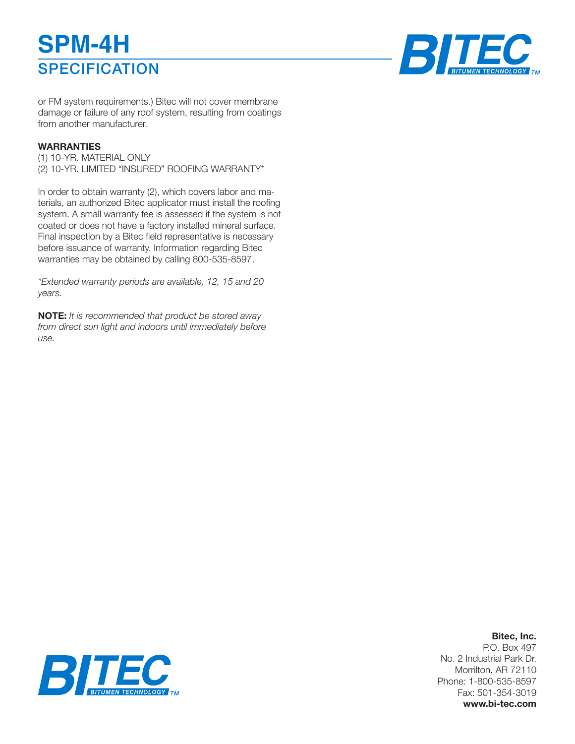or FM system requirements.) Bitec will not cover membrane damage or failure of any roof system, resulting from coatings from another manufacturer.

**WARRANTIES**

(1) 10-YR. MATERIAL ONLY
(2) 10-YR. LIMITED "INSURED" ROOFING WARRANTY*

In order to obtain warranty (2), which covers labor and materials, an authorized Bitec applicator must install the roofing system. A small warranty fee is assessed if the system is not coated or does not have a factory installed mineral surface. Final inspection by a Bitec field representative is necessary before issuance of warranty. Information regarding Bitec warranties may be obtained by calling 800-535-8597.

*\*Extended warranty periods are available, 12, 15 and 20 years.*

**NOTE:** *It is recommended that product be stored away from direct sun light and indoors until immediately before use.*

**Bitec, Inc.**
P.O. Box 497
No. 2 Industrial Park Dr.
Morrilton, AR 72110
Phone: 1-800-535-8597
Fax: 501-354-3019
**www.bi-tec.com**